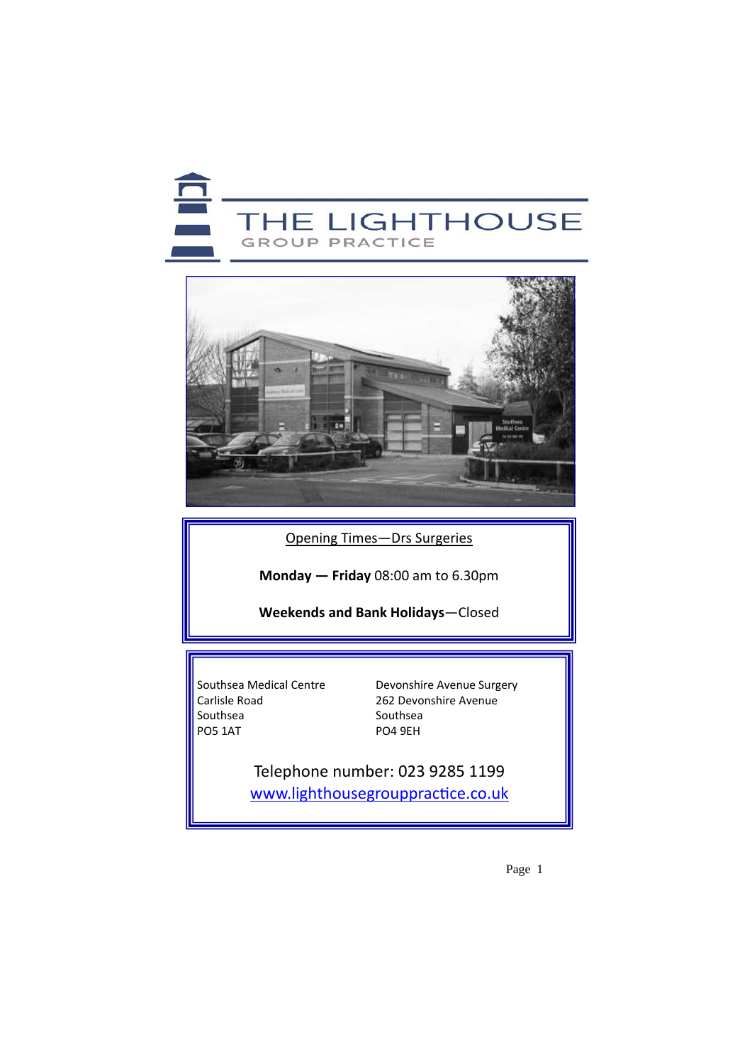# THE LIGHTHOUSE

GROUP PRACTICE

Opening Times—Drs Surgeries

**Monday — Friday** 08:00 am to 6.30pm

**Weekends and Bank Holidays**—Closed

Southsea Medical Centre
Carlisle Road
Southsea
PO5 1AT

Devonshire Avenue Surgery
262 Devonshire Avenue
Southsea
PO4 9EH

Telephone number: 023 9285 1199

www.lighthousegrouppractice.co.uk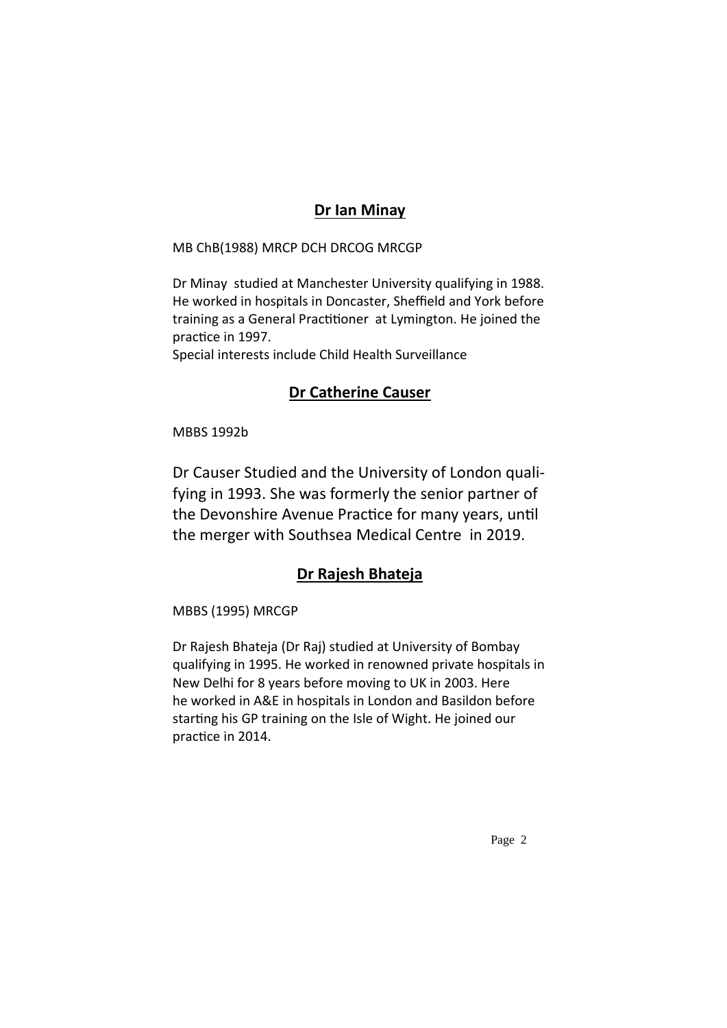## Dr Ian Minay

MB ChB(1988) MRCP DCH DRCOG MRCGP

Dr Minay studied at Manchester University qualifying in 1988. He worked in hospitals in Doncaster, Sheffield and York before training as a General Practitioner at Lymington. He joined the practice in 1997.
Special interests include Child Health Surveillance

## Dr Catherine Causer

MBBS 1992b

Dr Causer Studied and the University of London qualifying in 1993. She was formerly the senior partner of the Devonshire Avenue Practice for many years, until the merger with Southsea Medical Centre in 2019.

## Dr Rajesh Bhateja

MBBS (1995) MRCGP

Dr Rajesh Bhateja (Dr Raj) studied at University of Bombay qualifying in 1995. He worked in renowned private hospitals in New Delhi for 8 years before moving to UK in 2003. Here he worked in A&E in hospitals in London and Basildon before starting his GP training on the Isle of Wight. He joined our practice in 2014.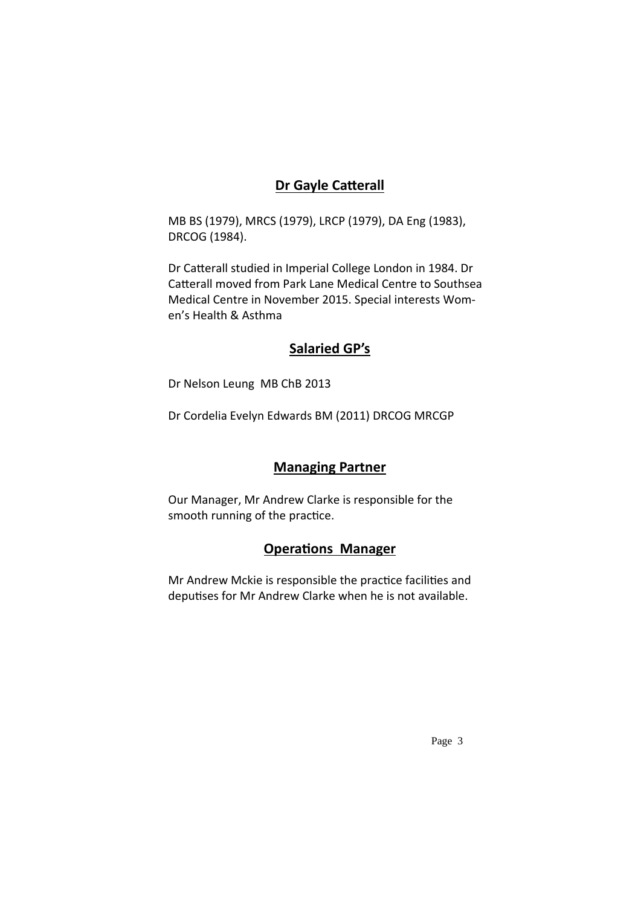## Dr Gayle Catterall

MB BS (1979), MRCS (1979), LRCP (1979), DA Eng (1983), DRCOG (1984).

Dr Catterall studied in Imperial College London in 1984. Dr Catterall moved from Park Lane Medical Centre to Southsea Medical Centre in November 2015. Special interests Women's Health & Asthma

## Salaried GP's

Dr Nelson Leung MB ChB 2013

Dr Cordelia Evelyn Edwards BM (2011) DRCOG MRCGP

## Managing Partner

Our Manager, Mr Andrew Clarke is responsible for the smooth running of the practice.

## Operations Manager

Mr Andrew Mckie is responsible the practice facilities and deputises for Mr Andrew Clarke when he is not available.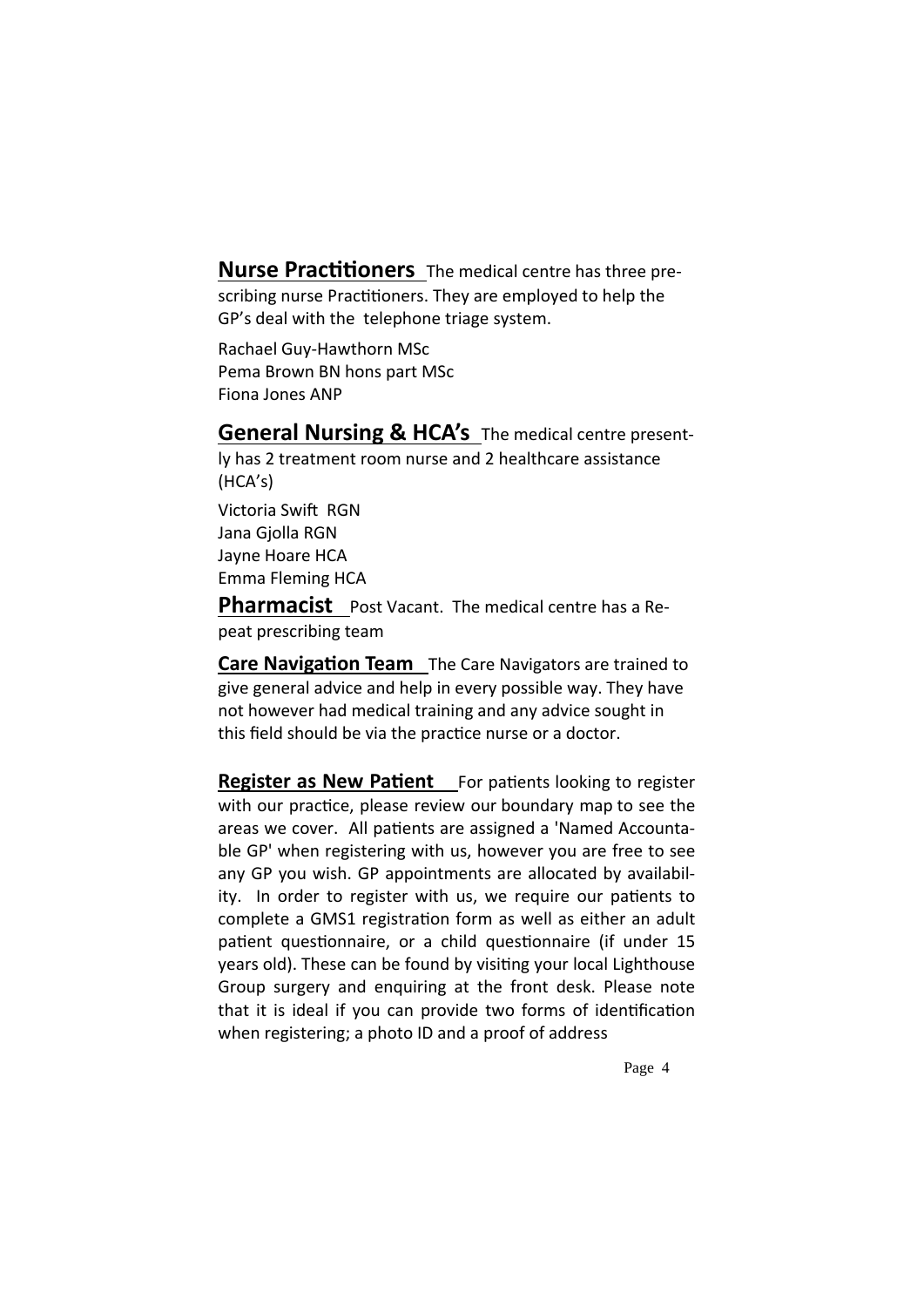**Nurse Practitioners** The medical centre has three prescribing nurse Practitioners. They are employed to help the GP's deal with the telephone triage system.

Rachael Guy-Hawthorn MSc
Pema Brown BN hons part MSc
Fiona Jones ANP

**General Nursing & HCA's** The medical centre presently has 2 treatment room nurse and 2 healthcare assistance (HCA's)

Victoria Swift RGN
Jana Gjolla RGN
Jayne Hoare HCA
Emma Fleming HCA

**Pharmacist** Post Vacant. The medical centre has a Repeat prescribing team

**Care Navigation Team** The Care Navigators are trained to give general advice and help in every possible way. They have not however had medical training and any advice sought in this field should be via the practice nurse or a doctor.

**Register as New Patient** For patients looking to register with our practice, please review our boundary map to see the areas we cover. All patients are assigned a 'Named Accountable GP' when registering with us, however you are free to see any GP you wish. GP appointments are allocated by availability. In order to register with us, we require our patients to complete a GMS1 registration form as well as either an adult patient questionnaire, or a child questionnaire (if under 15 years old). These can be found by visiting your local Lighthouse Group surgery and enquiring at the front desk. Please note that it is ideal if you can provide two forms of identification when registering; a photo ID and a proof of address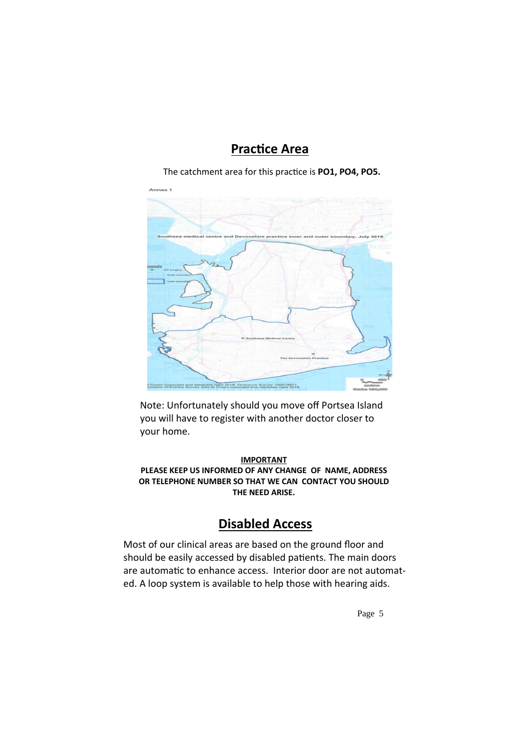## Practice Area

The catchment area for this practice is **PO1, PO4, PO5.**

Note: Unfortunately should you move off Portsea Island you will have to register with another doctor closer to your home.

**IMPORTANT**

**PLEASE KEEP US INFORMED OF ANY CHANGE OF NAME, ADDRESS OR TELEPHONE NUMBER SO THAT WE CAN CONTACT YOU SHOULD THE NEED ARISE.**

## Disabled Access

Most of our clinical areas are based on the ground floor and should be easily accessed by disabled patients. The main doors are automatic to enhance access. Interior door are not automated. A loop system is available to help those with hearing aids.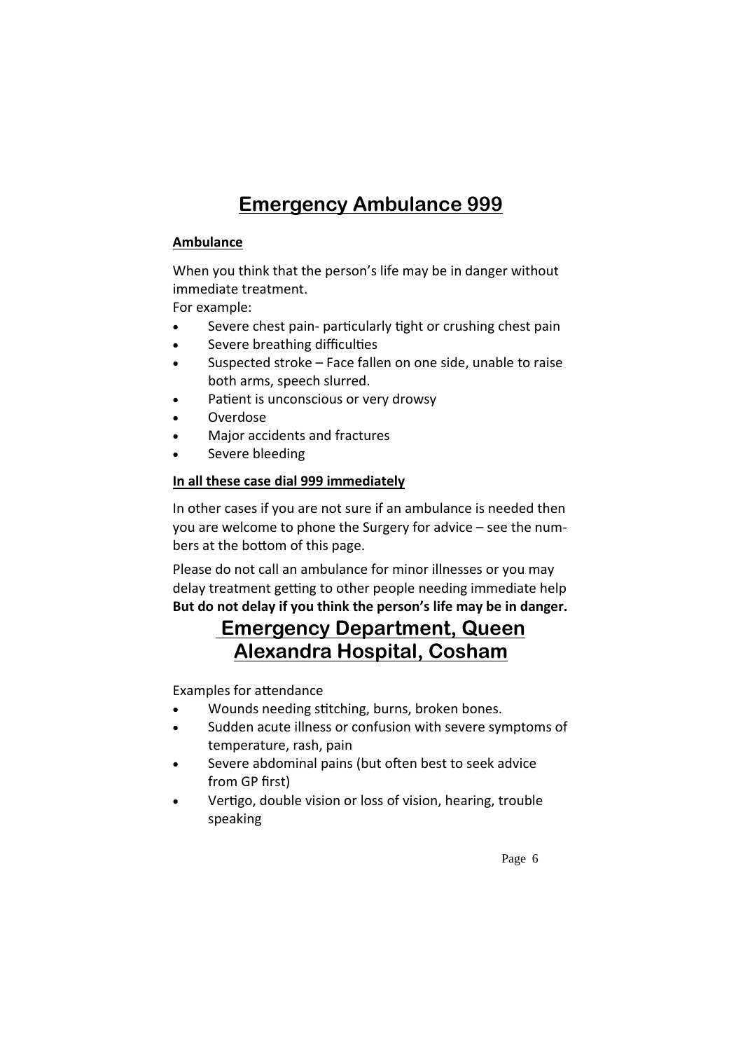## Emergency Ambulance 999

**Ambulance**

When you think that the person's life may be in danger without immediate treatment.
For example:

- Severe chest pain- particularly tight or crushing chest pain
- Severe breathing difficulties
- Suspected stroke – Face fallen on one side, unable to raise both arms, speech slurred.
- Patient is unconscious or very drowsy
- Overdose
- Major accidents and fractures
- Severe bleeding

**In all these case dial 999 immediately**

In other cases if you are not sure if an ambulance is needed then you are welcome to phone the Surgery for advice – see the numbers at the bottom of this page.

Please do not call an ambulance for minor illnesses or you may delay treatment getting to other people needing immediate help
**But do not delay if you think the person's life may be in danger.**

## Emergency Department, Queen Alexandra Hospital, Cosham

Examples for attendance

- Wounds needing stitching, burns, broken bones.
- Sudden acute illness or confusion with severe symptoms of temperature, rash, pain
- Severe abdominal pains (but often best to seek advice from GP first)
- Vertigo, double vision or loss of vision, hearing, trouble speaking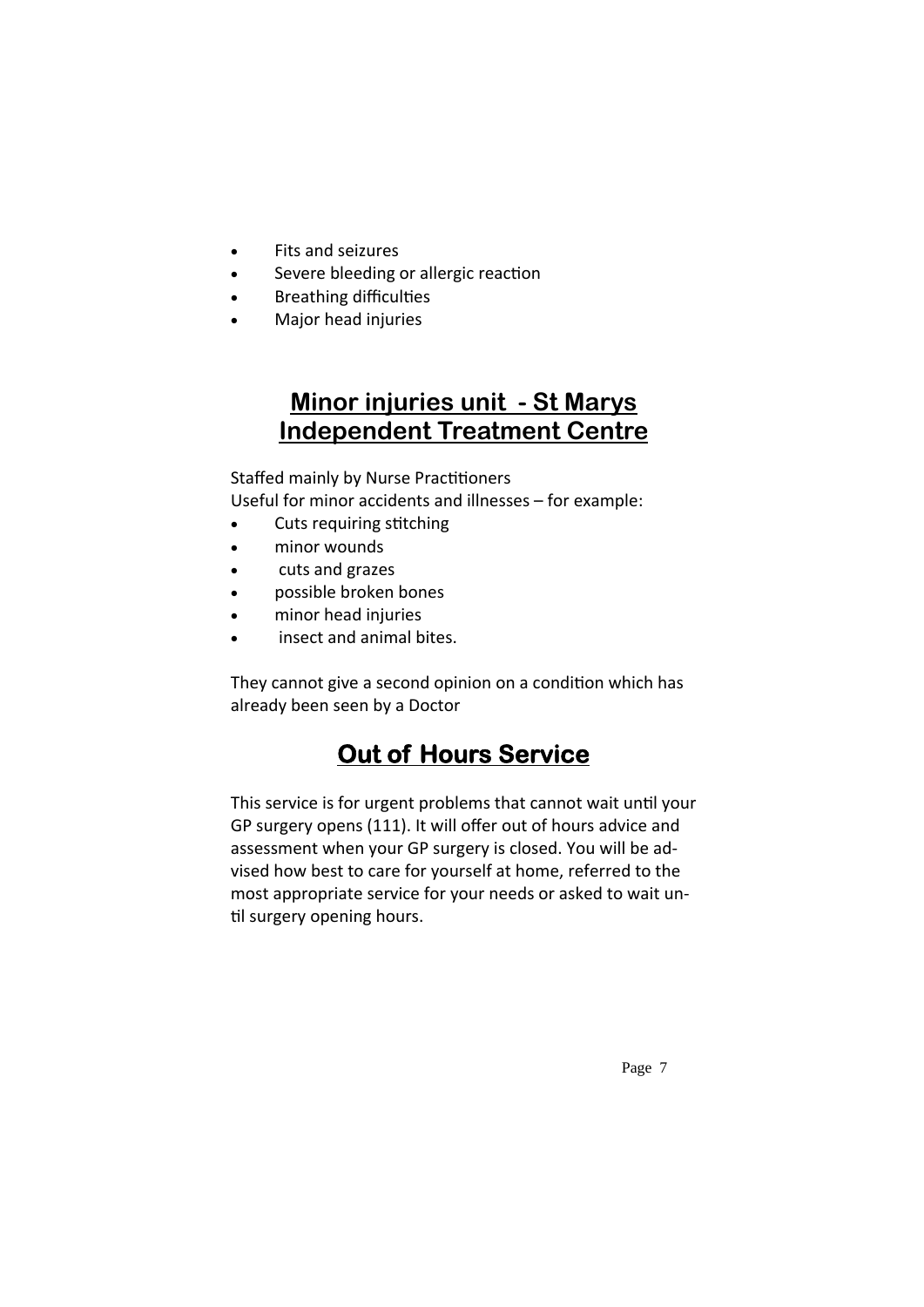- Fits and seizures
- Severe bleeding or allergic reaction
- Breathing difficulties
- Major head injuries

## Minor injuries unit - St Marys Independent Treatment Centre

Staffed mainly by Nurse Practitioners
Useful for minor accidents and illnesses – for example:

- Cuts requiring stitching
- minor wounds
- cuts and grazes
- possible broken bones
- minor head injuries
- insect and animal bites.

They cannot give a second opinion on a condition which has already been seen by a Doctor

## Out of Hours Service

This service is for urgent problems that cannot wait until your GP surgery opens (111). It will offer out of hours advice and assessment when your GP surgery is closed. You will be advised how best to care for yourself at home, referred to the most appropriate service for your needs or asked to wait until surgery opening hours.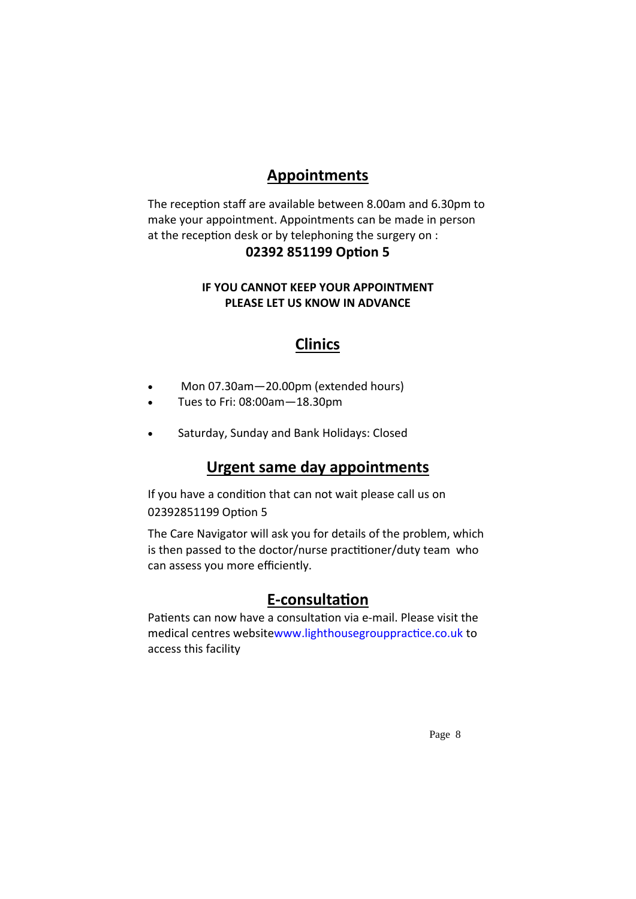## Appointments

The reception staff are available between 8.00am and 6.30pm to make your appointment. Appointments can be made in person at the reception desk or by telephoning the surgery on :

**02392 851199 Option 5**

**IF YOU CANNOT KEEP YOUR APPOINTMENT PLEASE LET US KNOW IN ADVANCE**

## Clinics

- Mon 07.30am—20.00pm (extended hours)
- Tues to Fri: 08:00am—18.30pm
- Saturday, Sunday and Bank Holidays: Closed

## Urgent same day appointments

If you have a condition that can not wait please call us on 02392851199 Option 5

The Care Navigator will ask you for details of the problem, which is then passed to the doctor/nurse practitioner/duty team who can assess you more efficiently.

## E-consultation

Patients can now have a consultation via e-mail. Please visit the medical centres websitewww.lighthousegrouppractice.co.uk to access this facility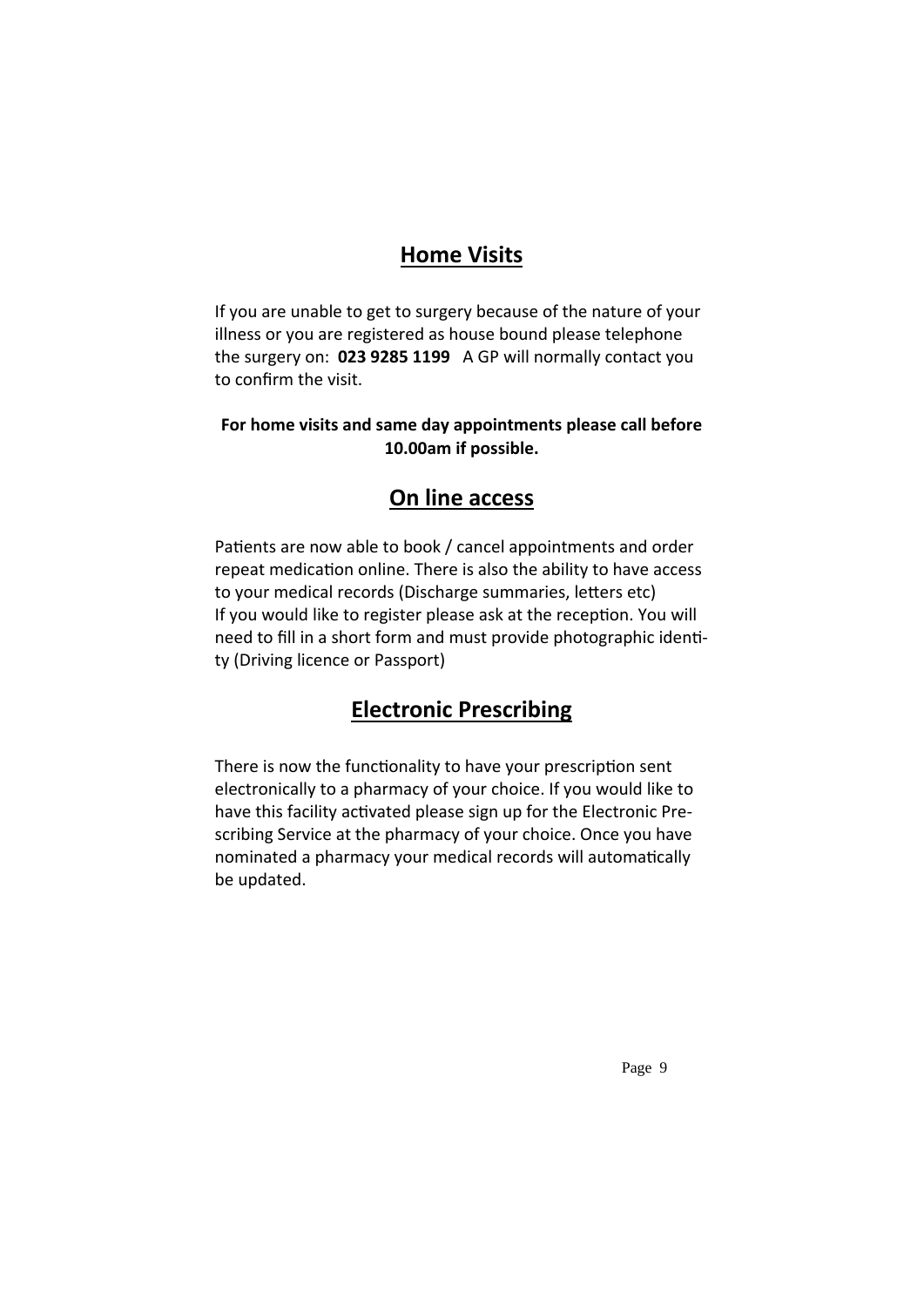## Home Visits

If you are unable to get to surgery because of the nature of your illness or you are registered as house bound please telephone the surgery on: **023 9285 1199** A GP will normally contact you to confirm the visit.

**For home visits and same day appointments please call before 10.00am if possible.**

## On line access

Patients are now able to book / cancel appointments and order repeat medication online. There is also the ability to have access to your medical records (Discharge summaries, letters etc)
If you would like to register please ask at the reception. You will need to fill in a short form and must provide photographic identity (Driving licence or Passport)

## Electronic Prescribing

There is now the functionality to have your prescription sent electronically to a pharmacy of your choice. If you would like to have this facility activated please sign up for the Electronic Prescribing Service at the pharmacy of your choice. Once you have nominated a pharmacy your medical records will automatically be updated.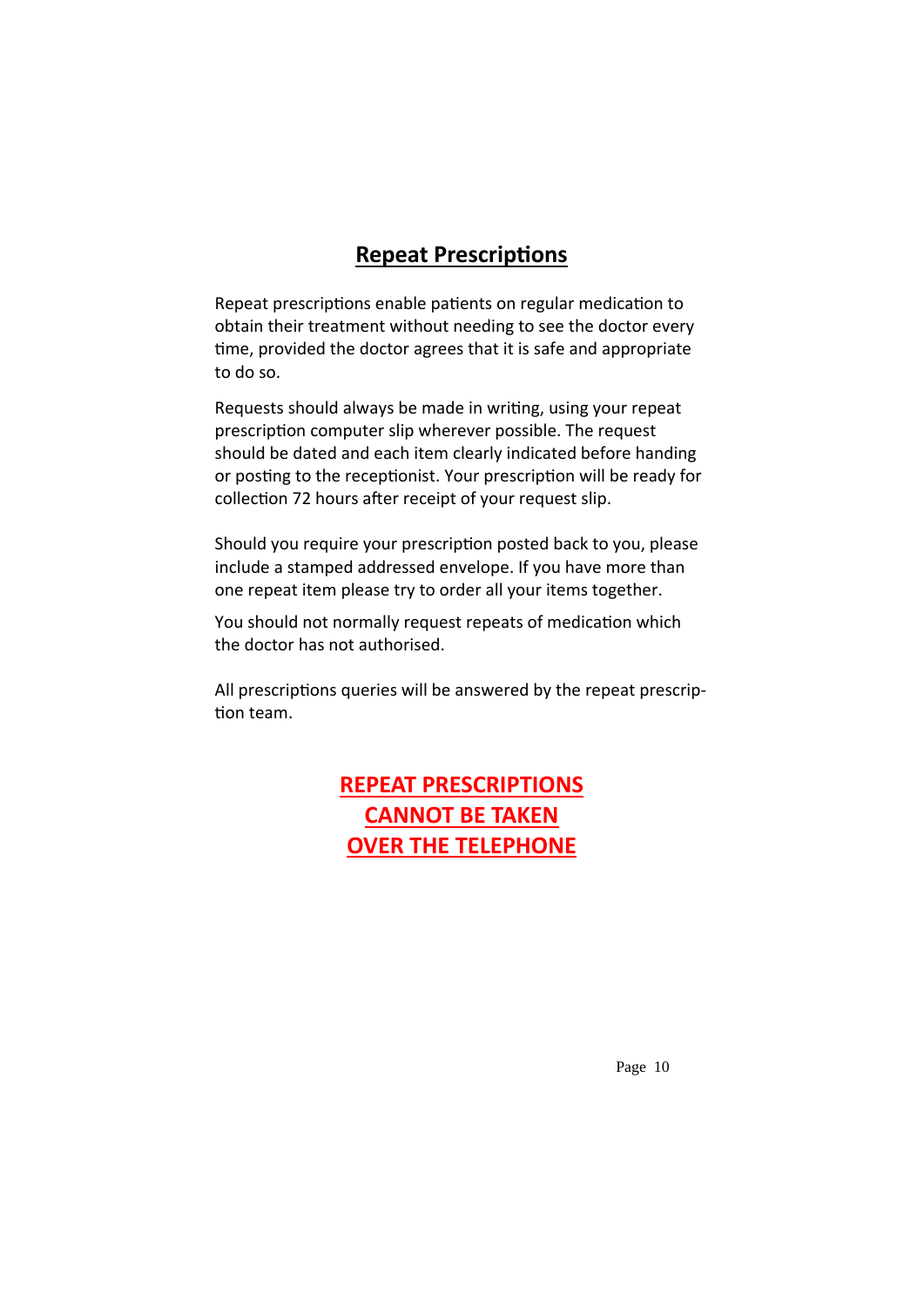## Repeat Prescriptions

Repeat prescriptions enable patients on regular medication to obtain their treatment without needing to see the doctor every time, provided the doctor agrees that it is safe and appropriate to do so.

Requests should always be made in writing, using your repeat prescription computer slip wherever possible. The request should be dated and each item clearly indicated before handing or posting to the receptionist. Your prescription will be ready for collection 72 hours after receipt of your request slip.

Should you require your prescription posted back to you, please include a stamped addressed envelope. If you have more than one repeat item please try to order all your items together.

You should not normally request repeats of medication which the doctor has not authorised.

All prescriptions queries will be answered by the repeat prescription team.

**REPEAT PRESCRIPTIONS CANNOT BE TAKEN OVER THE TELEPHONE**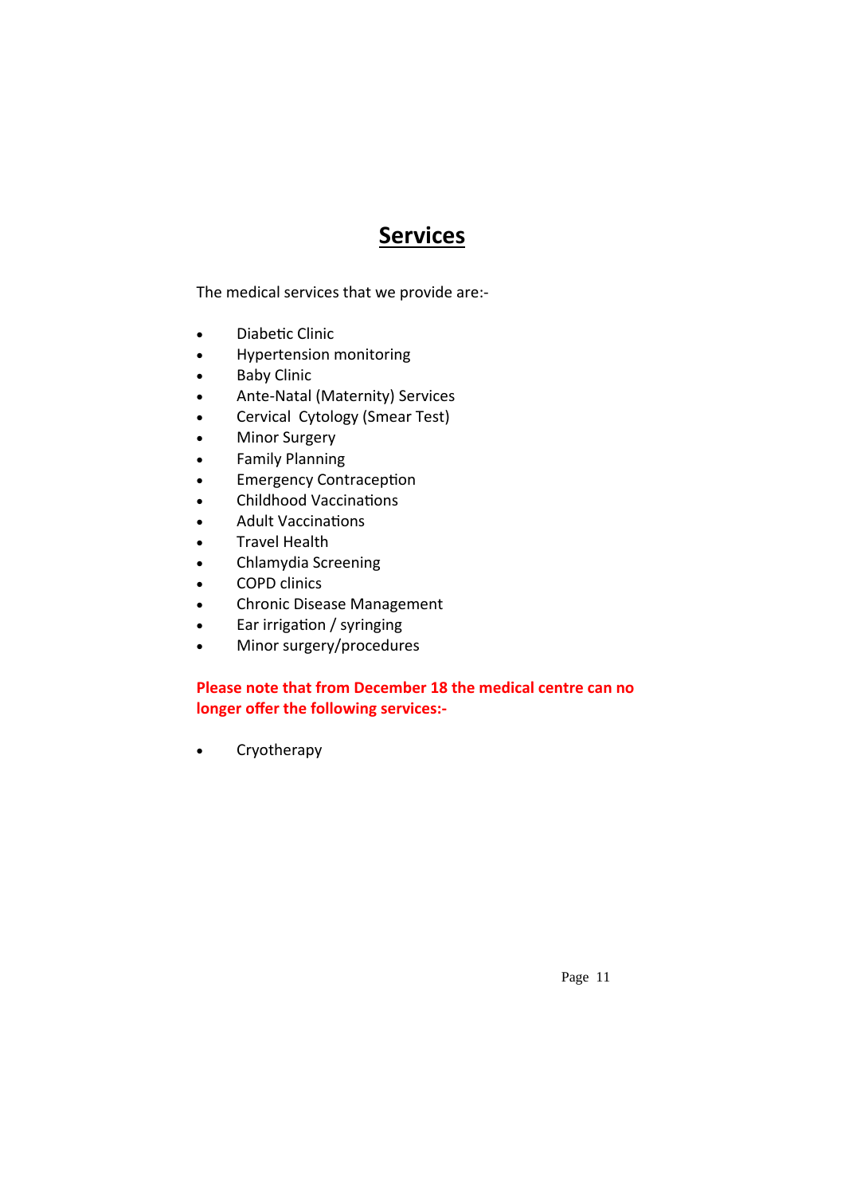# Services

The medical services that we provide are:-

- Diabetic Clinic
- Hypertension monitoring
- Baby Clinic
- Ante-Natal (Maternity) Services
- Cervical Cytology (Smear Test)
- Minor Surgery
- Family Planning
- Emergency Contraception
- Childhood Vaccinations
- Adult Vaccinations
- Travel Health
- Chlamydia Screening
- COPD clinics
- Chronic Disease Management
- Ear irrigation / syringing
- Minor surgery/procedures

**Please note that from December 18 the medical centre can no longer offer the following services:-**

- Cryotherapy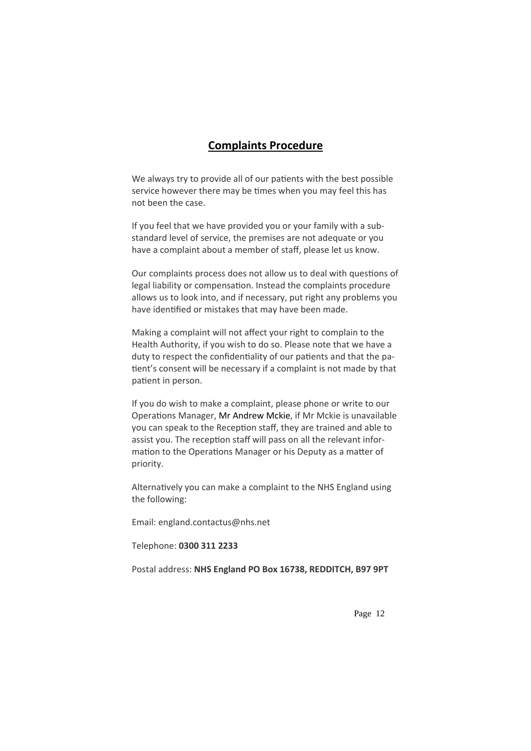## Complaints Procedure

We always try to provide all of our patients with the best possible service however there may be times when you may feel this has not been the case.

If you feel that we have provided you or your family with a sub-standard level of service, the premises are not adequate or you have a complaint about a member of staff, please let us know.

Our complaints process does not allow us to deal with questions of legal liability or compensation. Instead the complaints procedure allows us to look into, and if necessary, put right any problems you have identified or mistakes that may have been made.

Making a complaint will not affect your right to complain to the Health Authority, if you wish to do so. Please note that we have a duty to respect the confidentiality of our patients and that the patient's consent will be necessary if a complaint is not made by that patient in person.

If you do wish to make a complaint, please phone or write to our Operations Manager, Mr Andrew Mckie, if Mr Mckie is unavailable you can speak to the Reception staff, they are trained and able to assist you. The reception staff will pass on all the relevant information to the Operations Manager or his Deputy as a matter of priority.

Alternatively you can make a complaint to the NHS England using the following:

Email: england.contactus@nhs.net

Telephone: **0300 311 2233**

Postal address: **NHS England PO Box 16738, REDDITCH, B97 9PT**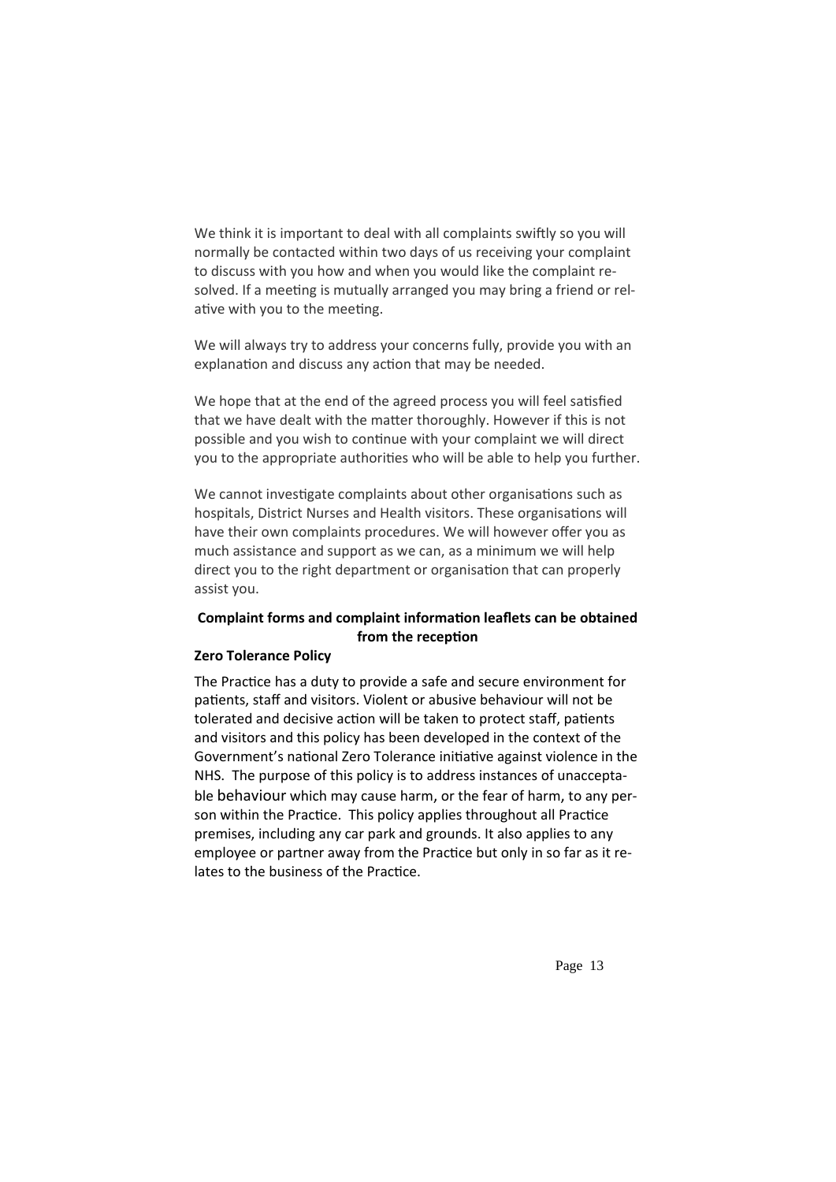We think it is important to deal with all complaints swiftly so you will normally be contacted within two days of us receiving your complaint to discuss with you how and when you would like the complaint resolved. If a meeting is mutually arranged you may bring a friend or relative with you to the meeting.

We will always try to address your concerns fully, provide you with an explanation and discuss any action that may be needed.

We hope that at the end of the agreed process you will feel satisfied that we have dealt with the matter thoroughly. However if this is not possible and you wish to continue with your complaint we will direct you to the appropriate authorities who will be able to help you further.

We cannot investigate complaints about other organisations such as hospitals, District Nurses and Health visitors. These organisations will have their own complaints procedures. We will however offer you as much assistance and support as we can, as a minimum we will help direct you to the right department or organisation that can properly assist you.

**Complaint forms and complaint information leaflets can be obtained from the reception**

**Zero Tolerance Policy**

The Practice has a duty to provide a safe and secure environment for patients, staff and visitors. Violent or abusive behaviour will not be tolerated and decisive action will be taken to protect staff, patients and visitors and this policy has been developed in the context of the Government's national Zero Tolerance initiative against violence in the NHS. The purpose of this policy is to address instances of unacceptable behaviour which may cause harm, or the fear of harm, to any person within the Practice. This policy applies throughout all Practice premises, including any car park and grounds. It also applies to any employee or partner away from the Practice but only in so far as it relates to the business of the Practice.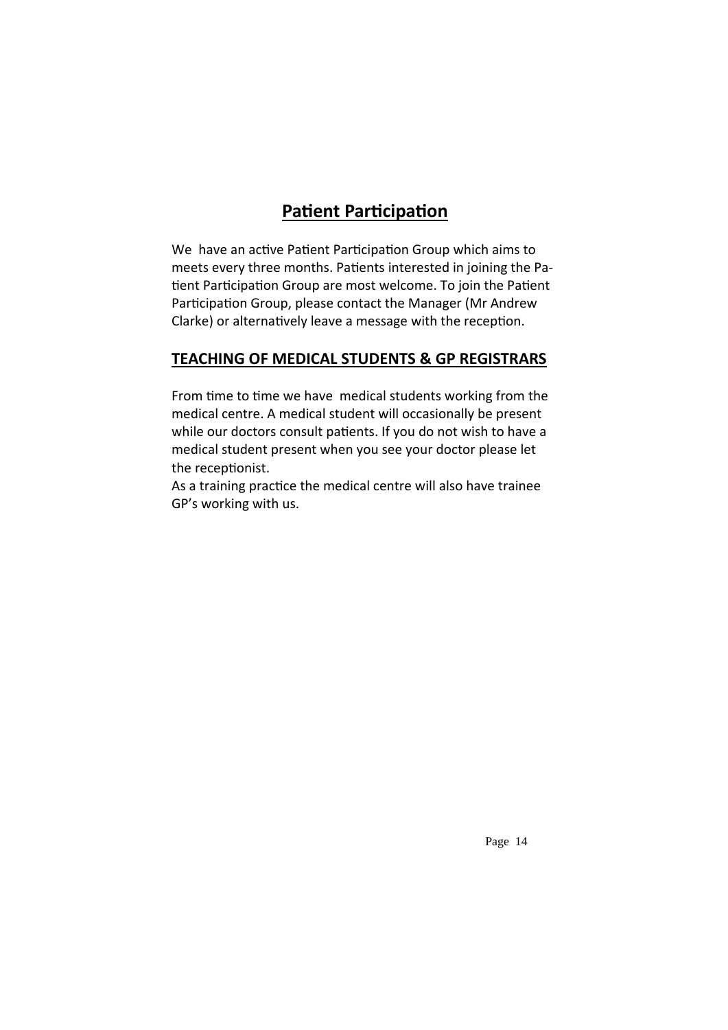## **Patient Participation**

We  have an active Patient Participation Group which aims to meets every three months. Patients interested in joining the Patient Participation Group are most welcome. To join the Patient Participation Group, please contact the Manager (Mr Andrew Clarke) or alternatively leave a message with the reception.

## **TEACHING OF MEDICAL STUDENTS & GP REGISTRARS**

From time to time we have  medical students working from the medical centre. A medical student will occasionally be present while our doctors consult patients. If you do not wish to have a medical student present when you see your doctor please let the receptionist.

As a training practice the medical centre will also have trainee GP's working with us.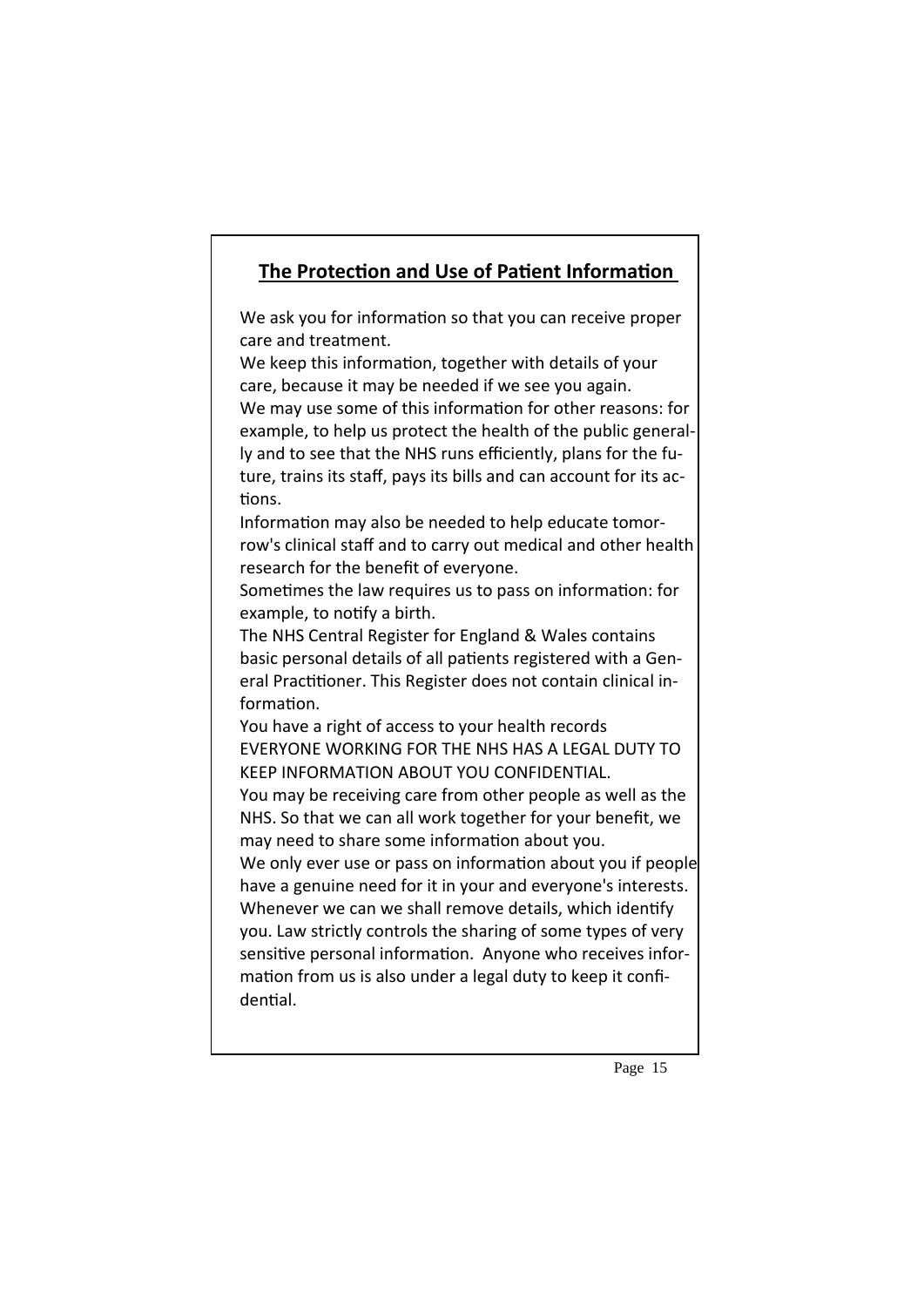## The Protection and Use of Patient Information

We ask you for information so that you can receive proper care and treatment.

We keep this information, together with details of your care, because it may be needed if we see you again.

We may use some of this information for other reasons: for example, to help us protect the health of the public generally and to see that the NHS runs efficiently, plans for the future, trains its staff, pays its bills and can account for its actions.

Information may also be needed to help educate tomorrow's clinical staff and to carry out medical and other health research for the benefit of everyone.

Sometimes the law requires us to pass on information: for example, to notify a birth.

The NHS Central Register for England & Wales contains basic personal details of all patients registered with a General Practitioner. This Register does not contain clinical information.

You have a right of access to your health records

EVERYONE WORKING FOR THE NHS HAS A LEGAL DUTY TO KEEP INFORMATION ABOUT YOU CONFIDENTIAL.

You may be receiving care from other people as well as the NHS. So that we can all work together for your benefit, we may need to share some information about you.

We only ever use or pass on information about you if people have a genuine need for it in your and everyone's interests. Whenever we can we shall remove details, which identify you. Law strictly controls the sharing of some types of very sensitive personal information. Anyone who receives information from us is also under a legal duty to keep it confidential.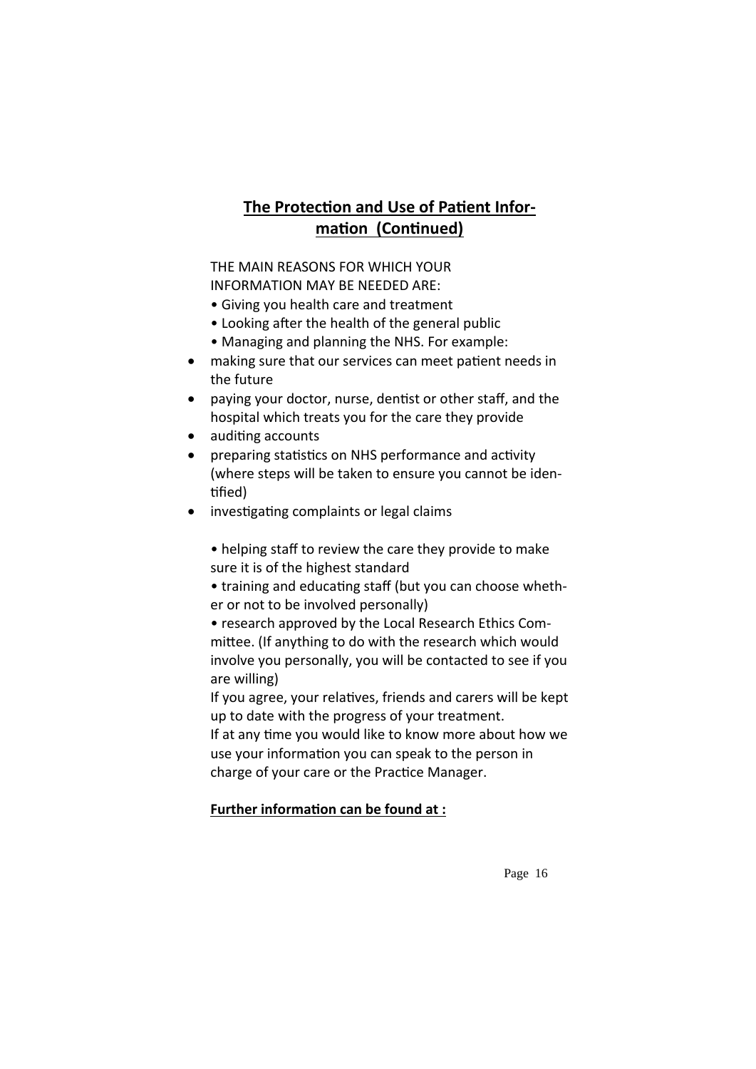## The Protection and Use of Patient Information (Continued)

THE MAIN REASONS FOR WHICH YOUR INFORMATION MAY BE NEEDED ARE:

• Giving you health care and treatment
• Looking after the health of the general public
• Managing and planning the NHS. For example:

- making sure that our services can meet patient needs in the future
- paying your doctor, nurse, dentist or other staff, and the hospital which treats you for the care they provide
- auditing accounts
- preparing statistics on NHS performance and activity (where steps will be taken to ensure you cannot be identified)
- investigating complaints or legal claims

• helping staff to review the care they provide to make sure it is of the highest standard
• training and educating staff (but you can choose whether or not to be involved personally)
• research approved by the Local Research Ethics Committee. (If anything to do with the research which would involve you personally, you will be contacted to see if you are willing)

If you agree, your relatives, friends and carers will be kept up to date with the progress of your treatment.
If at any time you would like to know more about how we use your information you can speak to the person in charge of your care or the Practice Manager.

**Further information can be found at :**